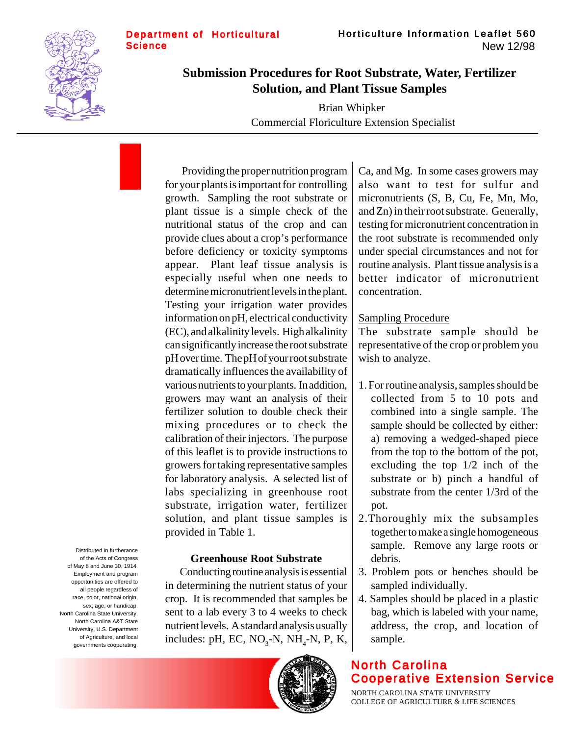Department of Horticultural Science

Horticulture Information Leaflet 560
New 12/98

# Submission Procedures for Root Substrate, Water, Fertilizer Solution, and Plant Tissue Samples

Brian Whipker
Commercial Floriculture Extension Specialist

Providing the proper nutrition program for your plants is important for controlling growth. Sampling the root substrate or plant tissue is a simple check of the nutritional status of the crop and can provide clues about a crop's performance before deficiency or toxicity symptoms appear. Plant leaf tissue analysis is especially useful when one needs to determine micronutrient levels in the plant. Testing your irrigation water provides information on pH, electrical conductivity (EC), and alkalinity levels. High alkalinity can significantly increase the root substrate pH over time. The pH of your root substrate dramatically influences the availability of various nutrients to your plants. In addition, growers may want an analysis of their fertilizer solution to double check their mixing procedures or to check the calibration of their injectors. The purpose of this leaflet is to provide instructions to growers for taking representative samples for laboratory analysis. A selected list of labs specializing in greenhouse root substrate, irrigation water, fertilizer solution, and plant tissue samples is provided in Table 1.

## Greenhouse Root Substrate

Conducting routine analysis is essential in determining the nutrient status of your crop. It is recommended that samples be sent to a lab every 3 to 4 weeks to check nutrient levels. A standard analysis usually includes: pH, EC, $NO_3$-N, $NH_4$-N, P, K, Ca, and Mg. In some cases growers may also want to test for sulfur and micronutrients (S, B, Cu, Fe, Mn, Mo, and Zn) in their root substrate. Generally, testing for micronutrient concentration in the root substrate is recommended only under special circumstances and not for routine analysis. Plant tissue analysis is a better indicator of micronutrient concentration.

<u>Sampling Procedure</u>
The substrate sample should be representative of the crop or problem you wish to analyze.

1. For routine analysis, samples should be collected from 5 to 10 pots and combined into a single sample. The sample should be collected by either: a) removing a wedged-shaped piece from the top to the bottom of the pot, excluding the top 1/2 inch of the substrate or b) pinch a handful of substrate from the center 1/3rd of the pot.
2. Thoroughly mix the subsamples together to make a single homogeneous sample. Remove any large roots or debris.
3. Problem pots or benches should be sampled individually.
4. Samples should be placed in a plastic bag, which is labeled with your name, address, the crop, and location of sample.

Distributed in furtherance of the Acts of Congress of May 8 and June 30, 1914. Employment and program opportunities are offered to all people regardless of race, color, national origin, sex, age, or handicap. North Carolina State University, North Carolina A&T State University, U.S. Department of Agriculture, and local governments cooperating.

North Carolina Cooperative Extension Service
NORTH CAROLINA STATE UNIVERSITY
COLLEGE OF AGRICULTURE & LIFE SCIENCES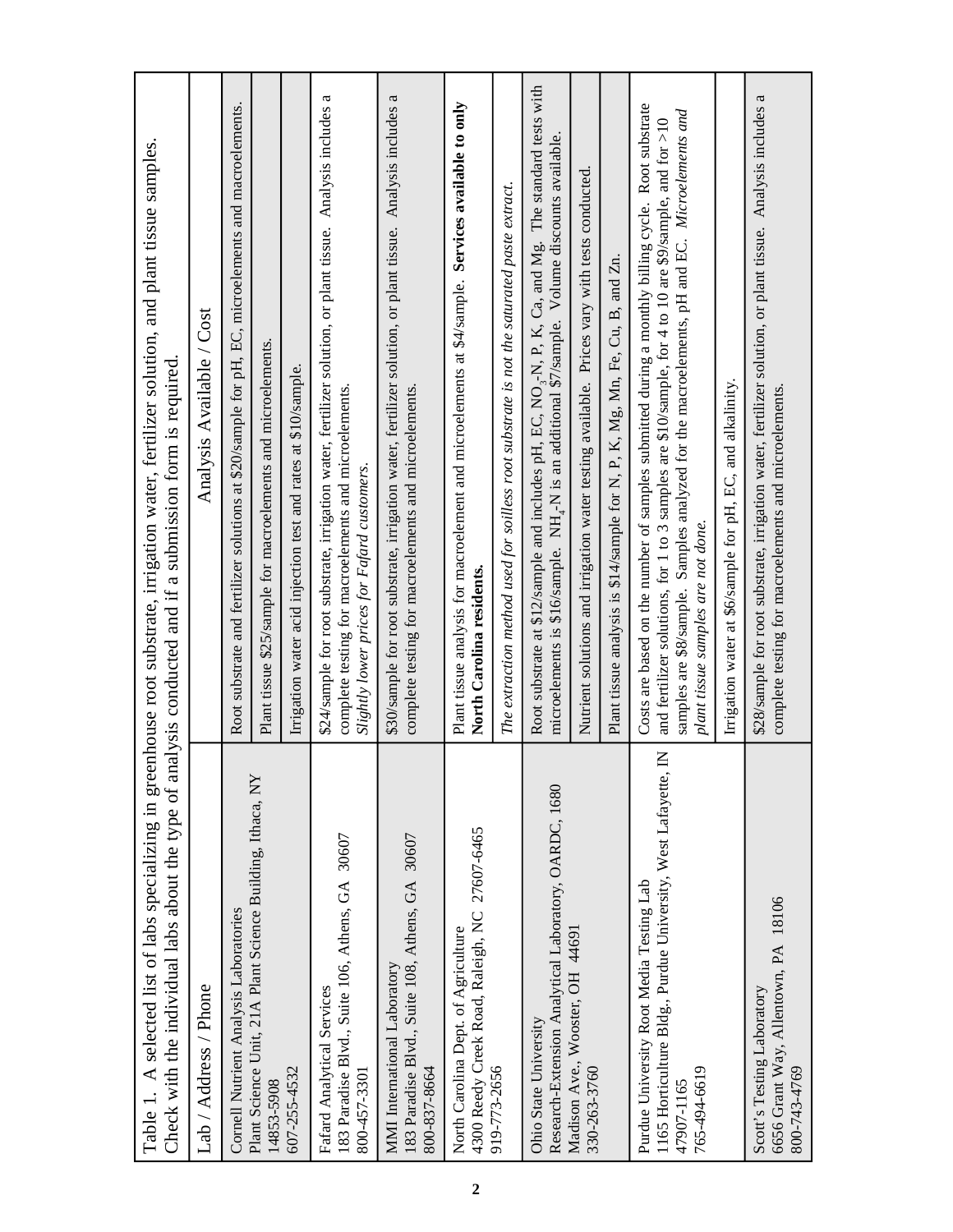Table 1. A selected list of labs specializing in greenhouse root substrate, irrigation water, fertilizer solution, and plant tissue samples. Check with the individual labs about the type of analysis conducted and if a submission form is required.

| Lab / Address / Phone | Analysis Available / Cost |
|---|---|
| Cornell Nutrient Analysis Laboratories<br>Plant Science Unit, 21A Plant Science Building, Ithaca, NY 14853-5908<br>607-255-4532 | Root substrate and fertilizer solutions at $20/sample for pH, EC, microelements and macroelements. |
| | Plant tissue $25/sample for macroelements and microelements. |
| | Irrigation water acid injection test and rates at $10/sample. |
| Fafard Analytical Services<br>183 Paradise Blvd., Suite 106, Athens, GA 30607<br>800-457-3301 | $24/sample for root substrate, irrigation water, fertilizer solution, or plant tissue. Analysis includes a complete testing for macroelements and microelements.<br>*Slightly lower prices for Fafard customers.* |
| MMI International Laboratory<br>183 Paradise Blvd., Suite 108, Athens, GA 30607<br>800-837-8664 | $30/sample for root substrate, irrigation water, fertilizer solution, or plant tissue. Analysis includes a complete testing for macroelements and microelements. |
| North Carolina Dept. of Agriculture<br>4300 Reedy Creek Road, Raleigh, NC 27607-6465<br>919-773-2656 | Plant tissue analysis for macroelement and microelements at $4/sample. **Services available to only North Carolina residents.** |
| | *The extraction method used for soilless root substrate is not the saturated paste extract.* |
| Ohio State University<br>Research-Extension Analytical Laboratory, OARDC, 1680 Madison Ave., Wooster, OH 44691<br>330-263-3760 | Root substrate at $12/sample and includes pH, EC, $NO_3$-N, P, K, Ca, and Mg. The standard tests with microelements is $16/sample. $NH_4$-N is an additional $7/sample. Volume discounts available. |
| | Nutrient solutions and irrigation water testing available. Prices vary with tests conducted. |
| | Plant tissue analysis is $14/sample for N, P, K, Mg, Mn, Fe, Cu, B, and Zn. |
| Purdue University Root Media Testing Lab<br>1165 Horticulture Bldg., Purdue University, West Lafayette, IN 47907-1165<br>765-494-6619 | Costs are based on the number of samples submitted during a monthly billing cycle. Root substrate and fertilizer solutions, for 1 to 3 samples are $10/sample, for 4 to 10 are $9/sample, and for >10 samples are $8/sample. Samples analyzed for the macroelements, pH and EC. *Microelements and plant tissue samples are not done.* |
| | Irrigation water at $6/sample for pH, EC, and alkalinity. |
| Scott's Testing Laboratory<br>6656 Grant Way, Allentown, PA 18106<br>800-743-4769 | $28/sample for root substrate, irrigation water, fertilizer solution, or plant tissue. Analysis includes a complete testing for macroelements and microelements. |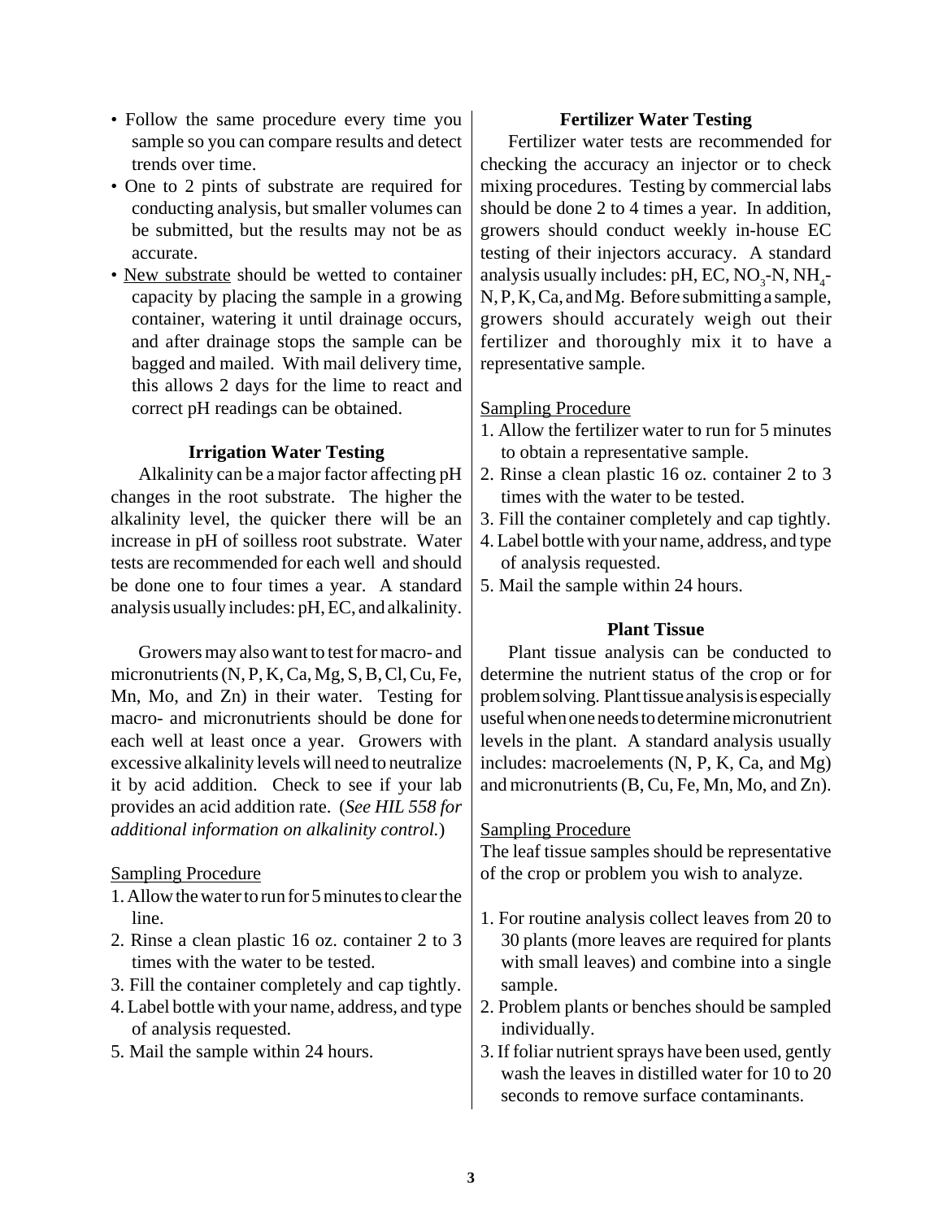- Follow the same procedure every time you sample so you can compare results and detect trends over time.
- One to 2 pints of substrate are required for conducting analysis, but smaller volumes can be submitted, but the results may not be as accurate.
- New substrate should be wetted to container capacity by placing the sample in a growing container, watering it until drainage occurs, and after drainage stops the sample can be bagged and mailed. With mail delivery time, this allows 2 days for the lime to react and correct pH readings can be obtained.

### Irrigation Water Testing

Alkalinity can be a major factor affecting pH changes in the root substrate. The higher the alkalinity level, the quicker there will be an increase in pH of soilless root substrate. Water tests are recommended for each well and should be done one to four times a year. A standard analysis usually includes: pH, EC, and alkalinity.

Growers may also want to test for macro- and micronutrients (N, P, K, Ca, Mg, S, B, Cl, Cu, Fe, Mn, Mo, and Zn) in their water. Testing for macro- and micronutrients should be done for each well at least once a year. Growers with excessive alkalinity levels will need to neutralize it by acid addition. Check to see if your lab provides an acid addition rate. (*See HIL 558 for additional information on alkalinity control.*)

Sampling Procedure

1. Allow the water to run for 5 minutes to clear the line.
2. Rinse a clean plastic 16 oz. container 2 to 3 times with the water to be tested.
3. Fill the container completely and cap tightly.
4. Label bottle with your name, address, and type of analysis requested.
5. Mail the sample within 24 hours.

### Fertilizer Water Testing

Fertilizer water tests are recommended for checking the accuracy an injector or to check mixing procedures. Testing by commercial labs should be done 2 to 4 times a year. In addition, growers should conduct weekly in-house EC testing of their injectors accuracy. A standard analysis usually includes: pH, EC, $NO_3$-N, $NH_4$-N, P, K, Ca, and Mg. Before submitting a sample, growers should accurately weigh out their fertilizer and thoroughly mix it to have a representative sample.

Sampling Procedure

1. Allow the fertilizer water to run for 5 minutes to obtain a representative sample.
2. Rinse a clean plastic 16 oz. container 2 to 3 times with the water to be tested.
3. Fill the container completely and cap tightly.
4. Label bottle with your name, address, and type of analysis requested.
5. Mail the sample within 24 hours.

### Plant Tissue

Plant tissue analysis can be conducted to determine the nutrient status of the crop or for problem solving. Plant tissue analysis is especially useful when one needs to determine micronutrient levels in the plant. A standard analysis usually includes: macroelements (N, P, K, Ca, and Mg) and micronutrients (B, Cu, Fe, Mn, Mo, and Zn).

Sampling Procedure

The leaf tissue samples should be representative of the crop or problem you wish to analyze.

1. For routine analysis collect leaves from 20 to 30 plants (more leaves are required for plants with small leaves) and combine into a single sample.
2. Problem plants or benches should be sampled individually.
3. If foliar nutrient sprays have been used, gently wash the leaves in distilled water for 10 to 20 seconds to remove surface contaminants.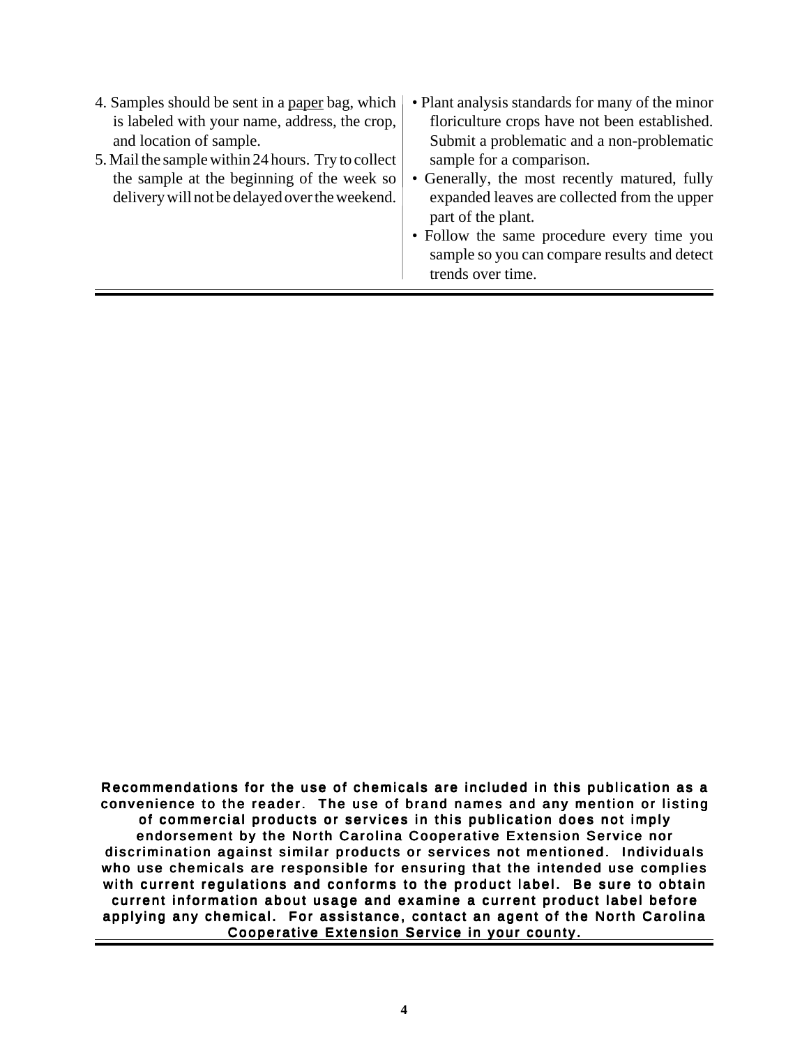4. Samples should be sent in a paper bag, which is labeled with your name, address, the crop, and location of sample.
5. Mail the sample within 24 hours. Try to collect the sample at the beginning of the week so delivery will not be delayed over the weekend.

- Plant analysis standards for many of the minor floriculture crops have not been established. Submit a problematic and a non-problematic sample for a comparison.
- Generally, the most recently matured, fully expanded leaves are collected from the upper part of the plant.
- Follow the same procedure every time you sample so you can compare results and detect trends over time.

---

**Recommendations for the use of chemicals are included in this publication as a convenience to the reader. The use of brand names and any mention or listing of commercial products or services in this publication does not imply endorsement by the North Carolina Cooperative Extension Service nor discrimination against similar products or services not mentioned. Individuals who use chemicals are responsible for ensuring that the intended use complies with current regulations and conforms to the product label. Be sure to obtain current information about usage and examine a current product label before applying any chemical. For assistance, contact an agent of the North Carolina Cooperative Extension Service in your county.**